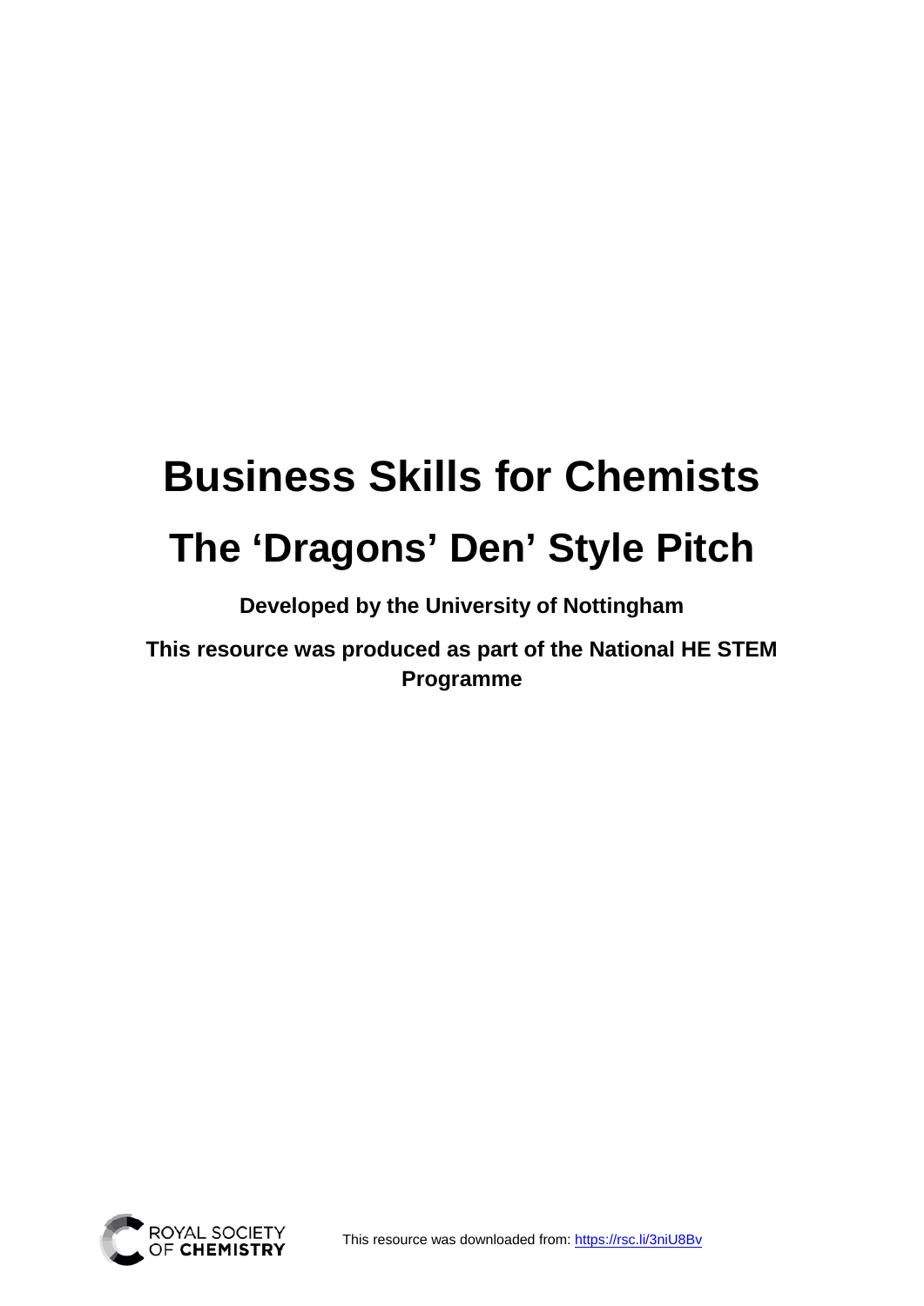# Business Skills for Chemists

# The 'Dragons' Den' Style Pitch

**Developed by the University of Nottingham**

**This resource was produced as part of the National HE STEM Programme**

This resource was downloaded from: https://rsc.li/3niU8Bv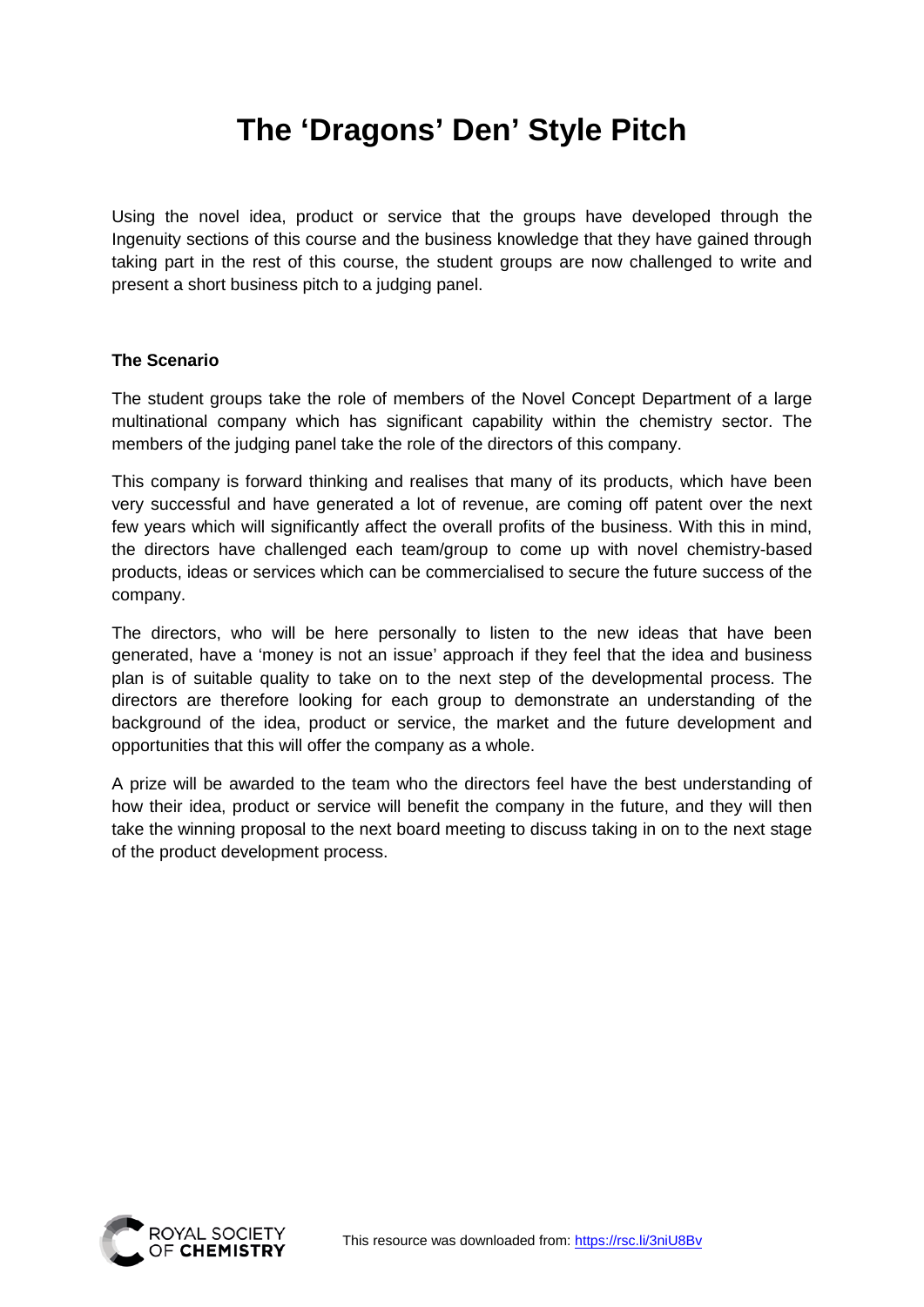# The 'Dragons' Den' Style Pitch

Using the novel idea, product or service that the groups have developed through the Ingenuity sections of this course and the business knowledge that they have gained through taking part in the rest of this course, the student groups are now challenged to write and present a short business pitch to a judging panel.

**The Scenario**

The student groups take the role of members of the Novel Concept Department of a large multinational company which has significant capability within the chemistry sector. The members of the judging panel take the role of the directors of this company.

This company is forward thinking and realises that many of its products, which have been very successful and have generated a lot of revenue, are coming off patent over the next few years which will significantly affect the overall profits of the business. With this in mind, the directors have challenged each team/group to come up with novel chemistry-based products, ideas or services which can be commercialised to secure the future success of the company.

The directors, who will be here personally to listen to the new ideas that have been generated, have a 'money is not an issue' approach if they feel that the idea and business plan is of suitable quality to take on to the next step of the developmental process. The directors are therefore looking for each group to demonstrate an understanding of the background of the idea, product or service, the market and the future development and opportunities that this will offer the company as a whole.

A prize will be awarded to the team who the directors feel have the best understanding of how their idea, product or service will benefit the company in the future, and they will then take the winning proposal to the next board meeting to discuss taking in on to the next stage of the product development process.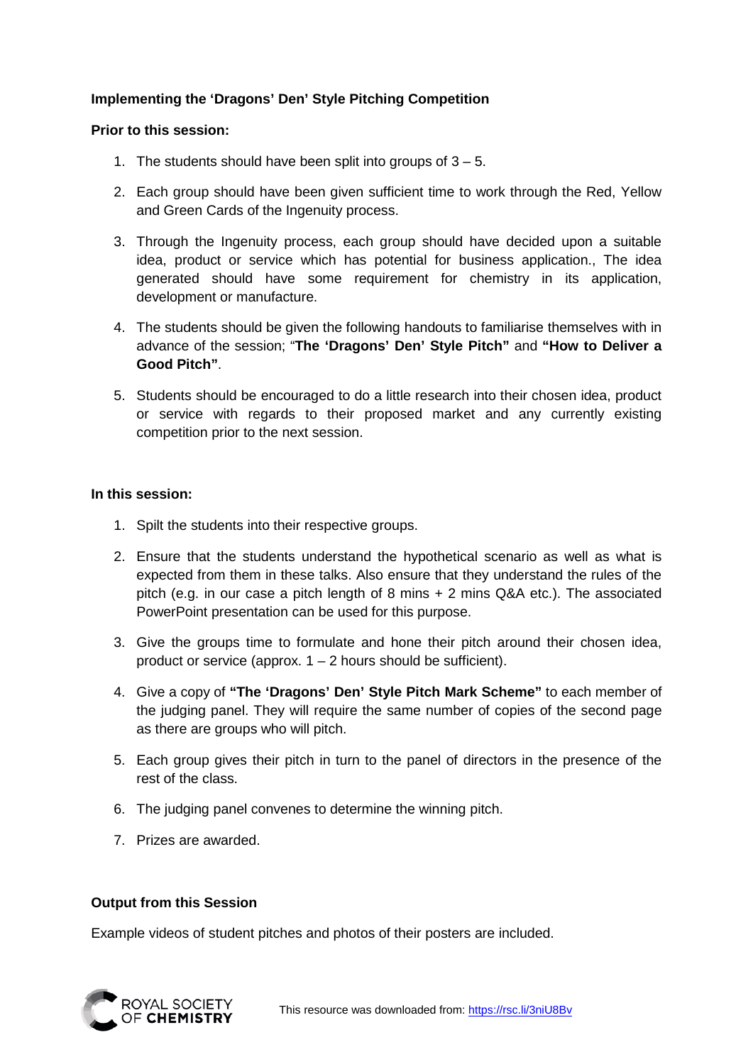**Implementing the 'Dragons' Den' Style Pitching Competition**

**Prior to this session:**

1. The students should have been split into groups of 3 – 5.

2. Each group should have been given sufficient time to work through the Red, Yellow and Green Cards of the Ingenuity process.

3. Through the Ingenuity process, each group should have decided upon a suitable idea, product or service which has potential for business application., The idea generated should have some requirement for chemistry in its application, development or manufacture.

4. The students should be given the following handouts to familiarise themselves with in advance of the session; "**The 'Dragons' Den' Style Pitch"** and **"How to Deliver a Good Pitch"**.

5. Students should be encouraged to do a little research into their chosen idea, product or service with regards to their proposed market and any currently existing competition prior to the next session.

**In this session:**

1. Spilt the students into their respective groups.

2. Ensure that the students understand the hypothetical scenario as well as what is expected from them in these talks. Also ensure that they understand the rules of the pitch (e.g. in our case a pitch length of 8 mins + 2 mins Q&A etc.). The associated PowerPoint presentation can be used for this purpose.

3. Give the groups time to formulate and hone their pitch around their chosen idea, product or service (approx. 1 – 2 hours should be sufficient).

4. Give a copy of **"The 'Dragons' Den' Style Pitch Mark Scheme"** to each member of the judging panel. They will require the same number of copies of the second page as there are groups who will pitch.

5. Each group gives their pitch in turn to the panel of directors in the presence of the rest of the class.

6. The judging panel convenes to determine the winning pitch.

7. Prizes are awarded.

**Output from this Session**

Example videos of student pitches and photos of their posters are included.

This resource was downloaded from: https://rsc.li/3niU8Bv